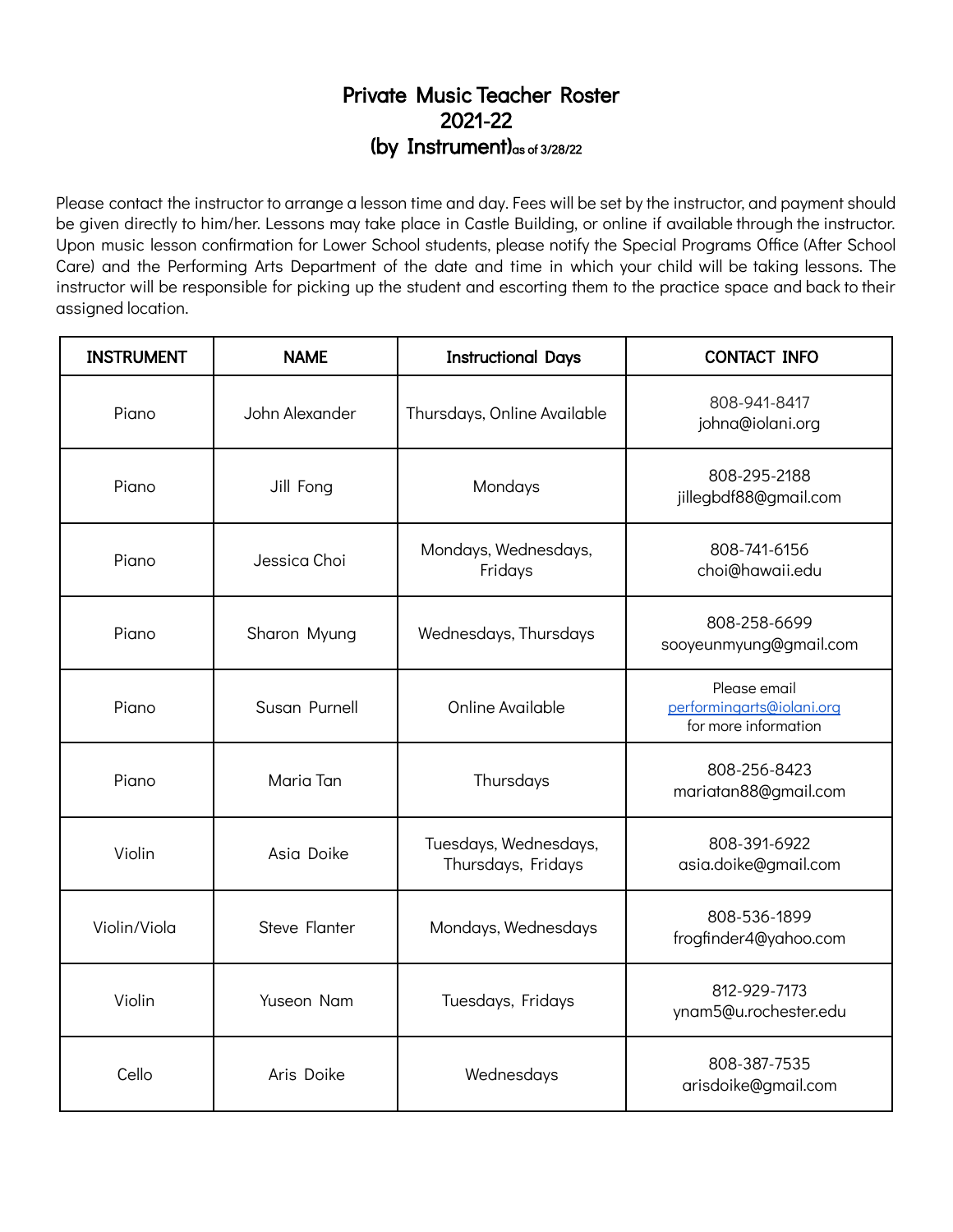# Private Music Teacher Roster
# 2021-22
# (by Instrument)as of 3/28/22

Please contact the instructor to arrange a lesson time and day. Fees will be set by the instructor, and payment should be given directly to him/her. Lessons may take place in Castle Building, or online if available through the instructor. Upon music lesson confirmation for Lower School students, please notify the Special Programs Office (After School Care) and the Performing Arts Department of the date and time in which your child will be taking lessons. The instructor will be responsible for picking up the student and escorting them to the practice space and back to their assigned location.

| INSTRUMENT | NAME | Instructional Days | CONTACT INFO |
|---|---|---|---|
| Piano | John Alexander | Thursdays, Online Available | 808-941-8417<br>johna@iolani.org |
| Piano | Jill Fong | Mondays | 808-295-2188<br>jillegbdf88@gmail.com |
| Piano | Jessica Choi | Mondays, Wednesdays, Fridays | 808-741-6156<br>choi@hawaii.edu |
| Piano | Sharon Myung | Wednesdays, Thursdays | 808-258-6699<br>sooyeunmyung@gmail.com |
| Piano | Susan Purnell | Online Available | Please email performingarts@iolani.org for more information |
| Piano | Maria Tan | Thursdays | 808-256-8423<br>mariatan88@gmail.com |
| Violin | Asia Doike | Tuesdays, Wednesdays, Thursdays, Fridays | 808-391-6922<br>asia.doike@gmail.com |
| Violin/Viola | Steve Flanter | Mondays, Wednesdays | 808-536-1899<br>frogfinder4@yahoo.com |
| Violin | Yuseon Nam | Tuesdays, Fridays | 812-929-7173<br>ynam5@u.rochester.edu |
| Cello | Aris Doike | Wednesdays | 808-387-7535<br>arisdoike@gmail.com |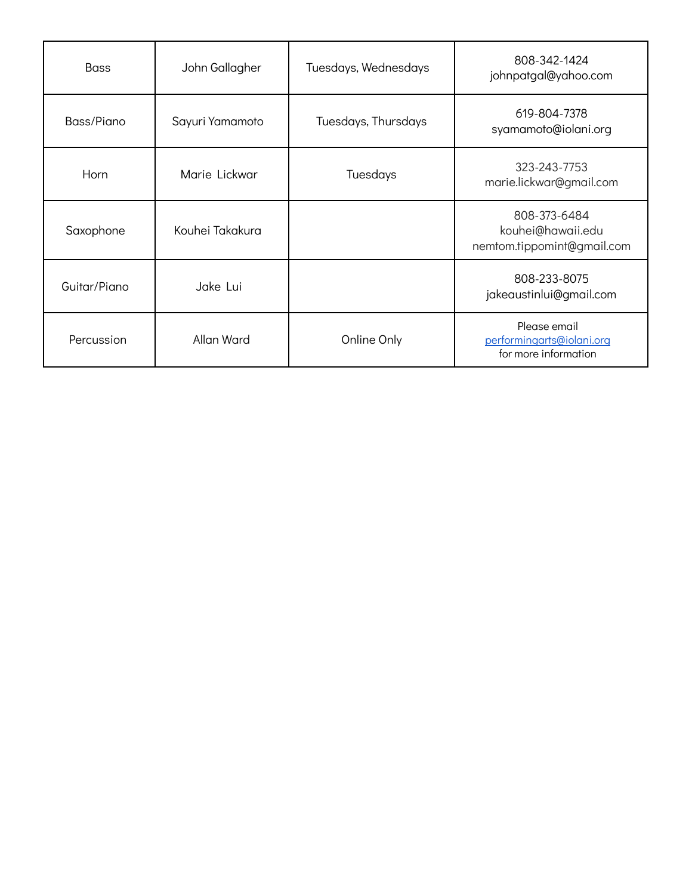| | | | |
|---|---|---|---|
| Bass | John Gallagher | Tuesdays, Wednesdays | 808-342-1424<br>johnpatgal@yahoo.com |
| Bass/Piano | Sayuri Yamamoto | Tuesdays, Thursdays | 619-804-7378<br>syamamoto@iolani.org |
| Horn | Marie Lickwar | Tuesdays | 323-243-7753<br>marie.lickwar@gmail.com |
| Saxophone | Kouhei Takakura | | 808-373-6484<br>kouhei@hawaii.edu<br>nemtom.tippomint@gmail.com |
| Guitar/Piano | Jake Lui | | 808-233-8075<br>jakeaustinlui@gmail.com |
| Percussion | Allan Ward | Online Only | Please email performingarts@iolani.org for more information |